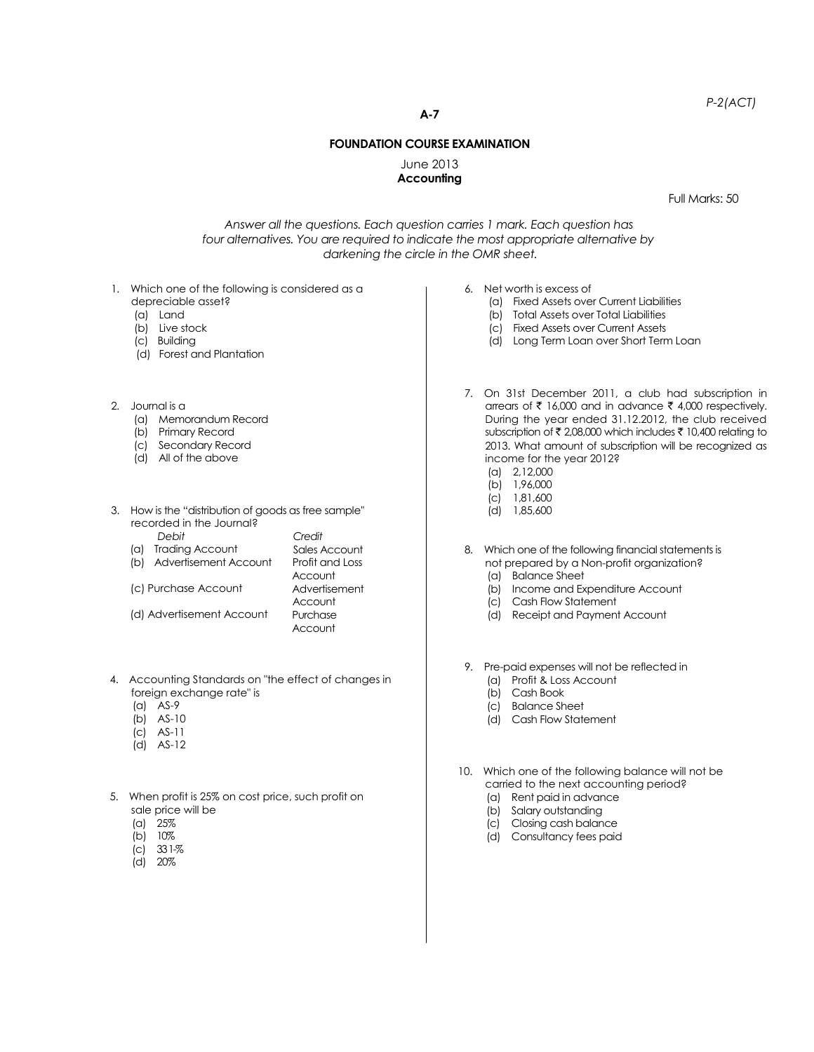A-7

## FOUNDATION COURSE EXAMINATION

June 2013
**Accounting**

Full Marks: 50

*Answer all the questions. Each question carries 1 mark. Each question has four alternatives. You are required to indicate the most appropriate alternative by darkening the circle in the OMR sheet.*

1. Which one of the following is considered as a depreciable asset?
   (a) Land
   (b) Live stock
   (c) Building
   (d) Forest and Plantation

2. Journal is a
   (a) Memorandum Record
   (b) Primary Record
   (c) Secondary Record
   (d) All of the above

3. How is the "distribution of goods as free sample" recorded in the Journal?

| | *Debit* | *Credit* |
|---|---|---|
| (a) | Trading Account | Sales Account |
| (b) | Advertisement Account | Profit and Loss Account |
| (c) | Purchase Account | Advertisement Account |
| (d) | Advertisement Account | Purchase Account |

4. Accounting Standards on "the effect of changes in foreign exchange rate" is
   (a) AS-9
   (b) AS-10
   (c) AS-11
   (d) AS-12

5. When profit is 25% on cost price, such profit on sale price will be
   (a) 25%
   (b) 10%
   (c) 33 1/3%
   (d) 20%

6. Net worth is excess of
   (a) Fixed Assets over Current Liabilities
   (b) Total Assets over Total Liabilities
   (c) Fixed Assets over Current Assets
   (d) Long Term Loan over Short Term Loan

7. On 31st December 2011, a club had subscription in arrears of ₹ 16,000 and in advance ₹ 4,000 respectively. During the year ended 31.12.2012, the club received subscription of ₹ 2,08,000 which includes ₹ 10,400 relating to 2013. What amount of subscription will be recognized as income for the year 2012?
   (a) 2,12,000
   (b) 1,96,000
   (c) 1,81,600
   (d) 1,85,600

8. Which one of the following financial statements is not prepared by a Non-profit organization?
   (a) Balance Sheet
   (b) Income and Expenditure Account
   (c) Cash Flow Statement
   (d) Receipt and Payment Account

9. Pre-paid expenses will not be reflected in
   (a) Profit & Loss Account
   (b) Cash Book
   (c) Balance Sheet
   (d) Cash Flow Statement

10. Which one of the following balance will not be carried to the next accounting period?
    (a) Rent paid in advance
    (b) Salary outstanding
    (c) Closing cash balance
    (d) Consultancy fees paid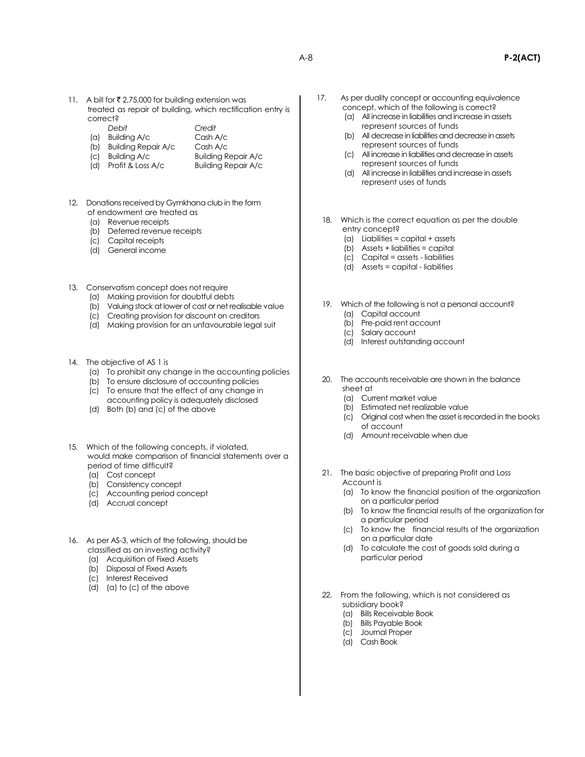11. A bill for ₹ 2,75,000 for building extension was treated as repair of building, which rectification entry is correct?

|  | *Debit* | *Credit* |
|---|---|---|
| (a) | Building A/c | Cash A/c |
| (b) | Building Repair A/c | Cash A/c |
| (c) | Building A/c | Building Repair A/c |
| (d) | Profit & Loss A/c | Building Repair A/c |

12. Donations received by Gymkhana club in the form of endowment are treated as
    - (a) Revenue receipts
    - (b) Deferred revenue receipts
    - (c) Capital receipts
    - (d) General income

13. Conservatism concept does not require
    - (a) Making provision for doubtful debts
    - (b) Valuing stock at lower of cost or net realisable value
    - (c) Creating provision for discount on creditors
    - (d) Making provision for an unfavourable legal suit

14. The objective of AS 1 is
    - (a) To prohibit any change in the accounting policies
    - (b) To ensure disclosure of accounting policies
    - (c) To ensure that the effect of any change in accounting policy is adequately disclosed
    - (d) Both (b) and (c) of the above

15. Which of the following concepts, if violated, would make comparison of financial statements over a period of time difficult?
    - (a) Cost concept
    - (b) Consistency concept
    - (c) Accounting period concept
    - (d) Accrual concept

16. As per AS-3, which of the following, should be classified as an investing activity?
    - (a) Acquisition of Fixed Assets
    - (b) Disposal of Fixed Assets
    - (c) Interest Received
    - (d) (a) to (c) of the above

17. As per duality concept or accounting equivalence concept, which of the following is correct?
    - (a) All increase in liabilities and increase in assets represent sources of funds
    - (b) All decrease in liabilities and decrease in assets represent sources of funds
    - (c) All increase in liabilities and decrease in assets represent sources of funds
    - (d) All increase in liabilities and increase in assets represent uses of funds

18. Which is the correct equation as per the double entry concept?
    - (a) Liabilities = capital + assets
    - (b) Assets + liabilities = capital
    - (c) Capital = assets - liabilities
    - (d) Assets = capital - liabilities

19. Which of the following is not a personal account?
    - (a) Capital account
    - (b) Pre-paid rent account
    - (c) Salary account
    - (d) Interest outstanding account

20. The accounts receivable are shown in the balance sheet at
    - (a) Current market value
    - (b) Estimated net realizable value
    - (c) Original cost when the asset is recorded in the books of account
    - (d) Amount receivable when due

21. The basic objective of preparing Profit and Loss Account is
    - (a) To know the financial position of the organization on a particular period
    - (b) To know the financial results of the organization for a particular period
    - (c) To know the financial results of the organization on a particular date
    - (d) To calculate the cost of goods sold during a particular period

22. From the following, which is not considered as subsidiary book?
    - (a) Bills Receivable Book
    - (b) Bills Payable Book
    - (c) Journal Proper
    - (d) Cash Book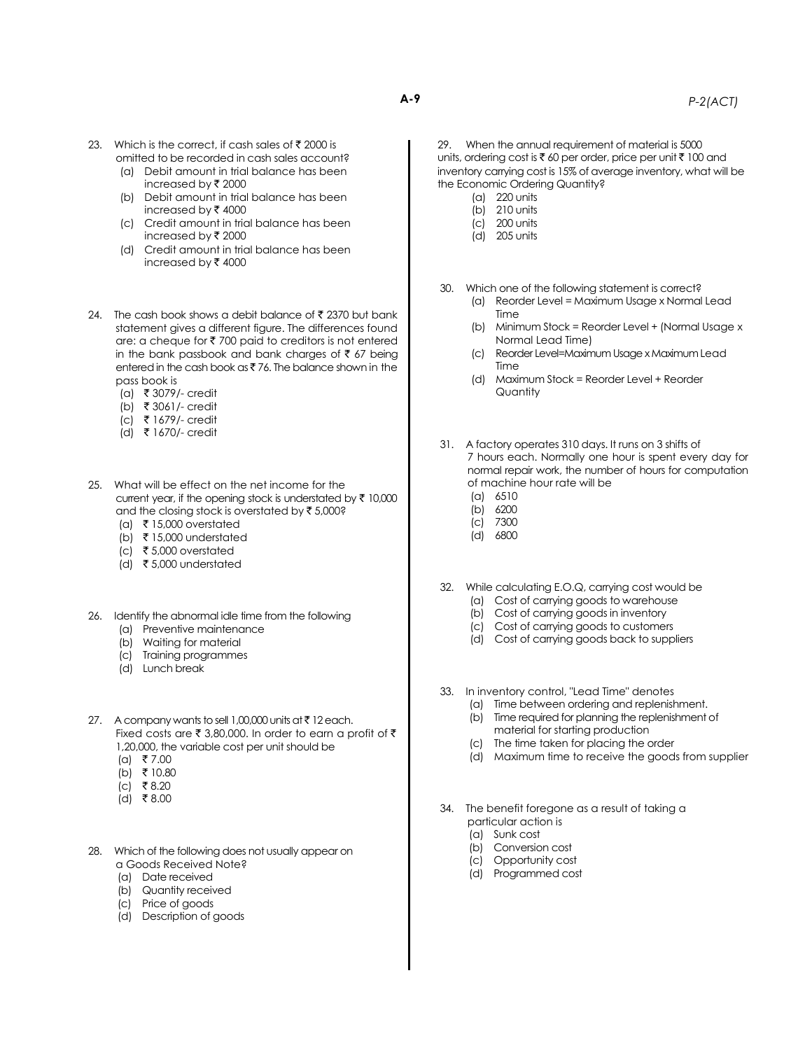23. Which is the correct, if cash sales of ₹ 2000 is omitted to be recorded in cash sales account?
    - (a) Debit amount in trial balance has been increased by ₹ 2000
    - (b) Debit amount in trial balance has been increased by ₹ 4000
    - (c) Credit amount in trial balance has been increased by ₹ 2000
    - (d) Credit amount in trial balance has been increased by ₹ 4000

24. The cash book shows a debit balance of ₹ 2370 but bank statement gives a different figure. The differences found are: a cheque for ₹ 700 paid to creditors is not entered in the bank passbook and bank charges of ₹ 67 being entered in the cash book as ₹ 76. The balance shown in the pass book is
    - (a) ₹ 3079/- credit
    - (b) ₹ 3061/- credit
    - (c) ₹ 1679/- credit
    - (d) ₹ 1670/- credit

25. What will be effect on the net income for the current year, if the opening stock is understated by ₹ 10,000 and the closing stock is overstated by ₹ 5,000?
    - (a) ₹ 15,000 overstated
    - (b) ₹ 15,000 understated
    - (c) ₹ 5,000 overstated
    - (d) ₹ 5,000 understated

26. Identify the abnormal idle time from the following
    - (a) Preventive maintenance
    - (b) Waiting for material
    - (c) Training programmes
    - (d) Lunch break

27. A company wants to sell 1,00,000 units at ₹ 12 each. Fixed costs are ₹ 3,80,000. In order to earn a profit of ₹ 1,20,000, the variable cost per unit should be
    - (a) ₹ 7.00
    - (b) ₹ 10.80
    - (c) ₹ 8.20
    - (d) ₹ 8.00

28. Which of the following does not usually appear on a Goods Received Note?
    - (a) Date received
    - (b) Quantity received
    - (c) Price of goods
    - (d) Description of goods

29. When the annual requirement of material is 5000 units, ordering cost is ₹ 60 per order, price per unit ₹ 100 and inventory carrying cost is 15% of average inventory, what will be the Economic Ordering Quantity?
    - (a) 220 units
    - (b) 210 units
    - (c) 200 units
    - (d) 205 units

30. Which one of the following statement is correct?
    - (a) Reorder Level = Maximum Usage x Normal Lead Time
    - (b) Minimum Stock = Reorder Level + (Normal Usage x Normal Lead Time)
    - (c) Reorder Level=Maximum Usage x Maximum Lead Time
    - (d) Maximum Stock = Reorder Level + Reorder Quantity

31. A factory operates 310 days. It runs on 3 shifts of 7 hours each. Normally one hour is spent every day for normal repair work, the number of hours for computation of machine hour rate will be
    - (a) 6510
    - (b) 6200
    - (c) 7300
    - (d) 6800

32. While calculating E.O.Q, carrying cost would be
    - (a) Cost of carrying goods to warehouse
    - (b) Cost of carrying goods in inventory
    - (c) Cost of carrying goods to customers
    - (d) Cost of carrying goods back to suppliers

33. In inventory control, "Lead Time" denotes
    - (a) Time between ordering and replenishment.
    - (b) Time required for planning the replenishment of material for starting production
    - (c) The time taken for placing the order
    - (d) Maximum time to receive the goods from supplier

34. The benefit foregone as a result of taking a particular action is
    - (a) Sunk cost
    - (b) Conversion cost
    - (c) Opportunity cost
    - (d) Programmed cost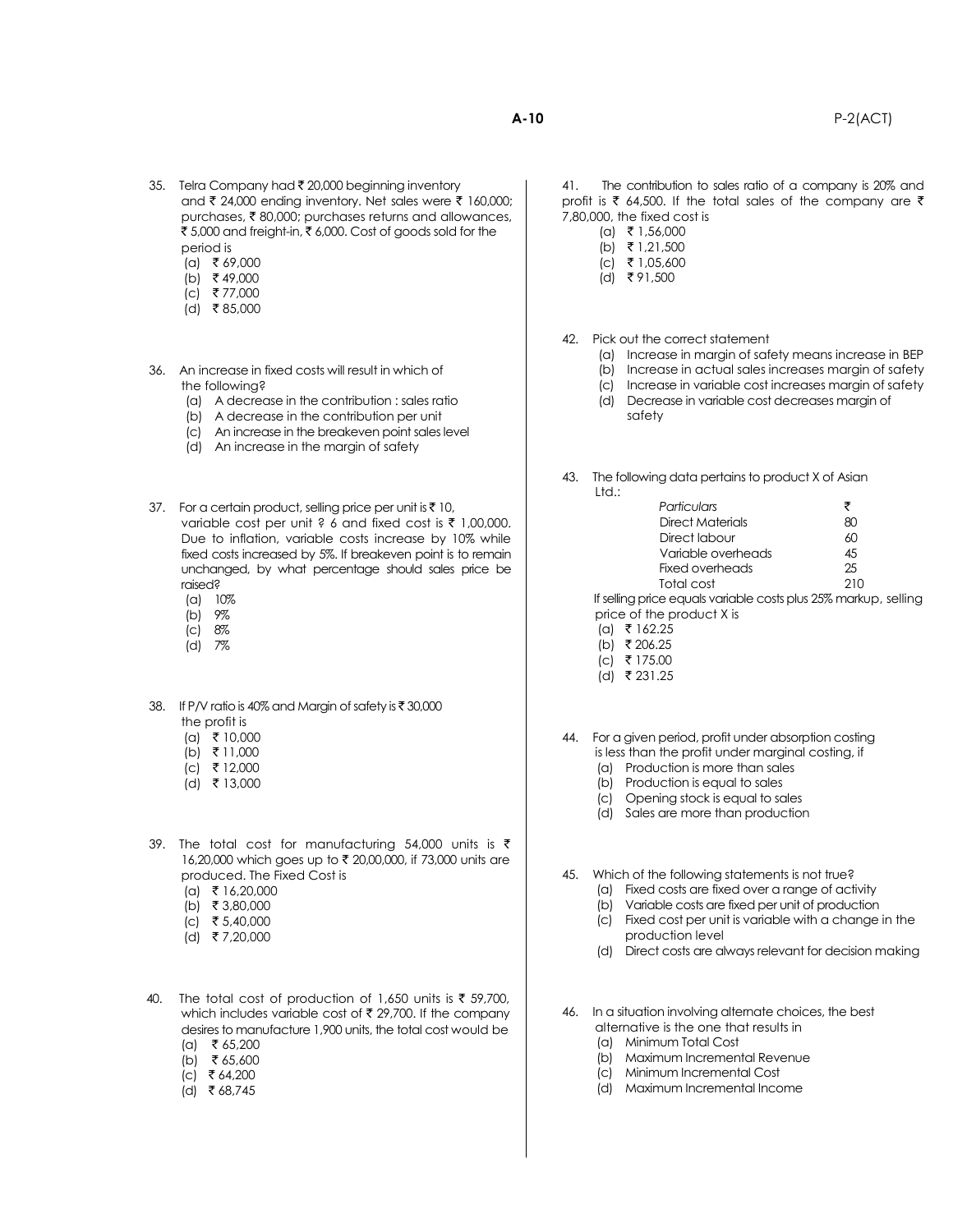35. Telra Company had ₹ 20,000 beginning inventory and ₹ 24,000 ending inventory. Net sales were ₹ 160,000; purchases, ₹ 80,000; purchases returns and allowances, ₹ 5,000 and freight-in, ₹ 6,000. Cost of goods sold for the period is
   (a) ₹ 69,000
   (b) ₹ 49,000
   (c) ₹ 77,000
   (d) ₹ 85,000

36. An increase in fixed costs will result in which of the following?
   (a) A decrease in the contribution : sales ratio
   (b) A decrease in the contribution per unit
   (c) An increase in the breakeven point sales level
   (d) An increase in the margin of safety

37. For a certain product, selling price per unit is ₹ 10, variable cost per unit ? 6 and fixed cost is ₹ 1,00,000. Due to inflation, variable costs increase by 10% while fixed costs increased by 5%. If breakeven point is to remain unchanged, by what percentage should sales price be raised?
   (a) 10%
   (b) 9%
   (c) 8%
   (d) 7%

38. If P/V ratio is 40% and Margin of safety is ₹ 30,000 the profit is
   (a) ₹ 10,000
   (b) ₹ 11,000
   (c) ₹ 12,000
   (d) ₹ 13,000

39. The total cost for manufacturing 54,000 units is ₹ 16,20,000 which goes up to ₹ 20,00,000, if 73,000 units are produced. The Fixed Cost is
   (a) ₹ 16,20,000
   (b) ₹ 3,80,000
   (c) ₹ 5,40,000
   (d) ₹ 7,20,000

40. The total cost of production of 1,650 units is ₹ 59,700, which includes variable cost of ₹ 29,700. If the company desires to manufacture 1,900 units, the total cost would be
   (a) ₹ 65,200
   (b) ₹ 65,600
   (c) ₹ 64,200
   (d) ₹ 68,745

41. The contribution to sales ratio of a company is 20% and profit is ₹ 64,500. If the total sales of the company are ₹ 7,80,000, the fixed cost is
   (a) ₹ 1,56,000
   (b) ₹ 1,21,500
   (c) ₹ 1,05,600
   (d) ₹ 91,500

42. Pick out the correct statement
   (a) Increase in margin of safety means increase in BEP
   (b) Increase in actual sales increases margin of safety
   (c) Increase in variable cost increases margin of safety
   (d) Decrease in variable cost decreases margin of safety

43. The following data pertains to product X of Asian Ltd.:

| *Particulars* | ₹ |
|---|---|
| Direct Materials | 80 |
| Direct labour | 60 |
| Variable overheads | 45 |
| Fixed overheads | 25 |
| Total cost | 210 |

   If selling price equals variable costs plus 25% markup, selling price of the product X is
   (a) ₹ 162.25
   (b) ₹ 206.25
   (c) ₹ 175.00
   (d) ₹ 231.25

44. For a given period, profit under absorption costing is less than the profit under marginal costing, if
   (a) Production is more than sales
   (b) Production is equal to sales
   (c) Opening stock is equal to sales
   (d) Sales are more than production

45. Which of the following statements is not true?
   (a) Fixed costs are fixed over a range of activity
   (b) Variable costs are fixed per unit of production
   (c) Fixed cost per unit is variable with a change in the production level
   (d) Direct costs are always relevant for decision making

46. In a situation involving alternate choices, the best alternative is the one that results in
   (a) Minimum Total Cost
   (b) Maximum Incremental Revenue
   (c) Minimum Incremental Cost
   (d) Maximum Incremental Income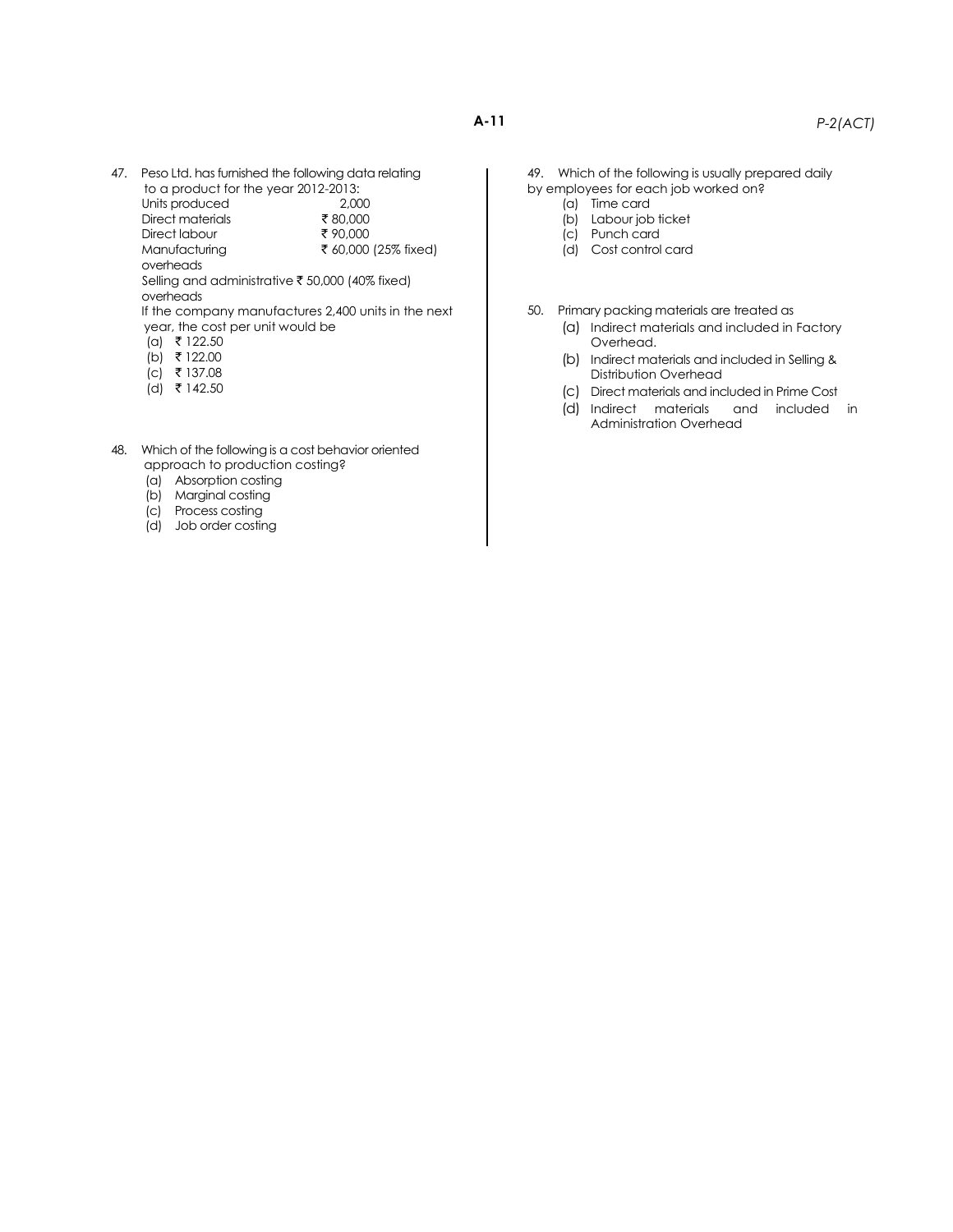47. Peso Ltd. has furnished the following data relating to a product for the year 2012-2013:

| | |
|---|---|
| Units produced | 2,000 |
| Direct materials | ₹ 80,000 |
| Direct labour | ₹ 90,000 |
| Manufacturing overheads | ₹ 60,000 (25% fixed) |
| Selling and administrative overheads | ₹ 50,000 (40% fixed) |

If the company manufactures 2,400 units in the next year, the cost per unit would be

(a) ₹ 122.50
(b) ₹ 122.00
(c) ₹ 137.08
(d) ₹ 142.50

48. Which of the following is a cost behavior oriented approach to production costing?

(a) Absorption costing
(b) Marginal costing
(c) Process costing
(d) Job order costing

49. Which of the following is usually prepared daily by employees for each job worked on?

(a) Time card
(b) Labour job ticket
(c) Punch card
(d) Cost control card

50. Primary packing materials are treated as

(a) Indirect materials and included in Factory Overhead.
(b) Indirect materials and included in Selling & Distribution Overhead
(c) Direct materials and included in Prime Cost
(d) Indirect materials and included in Administration Overhead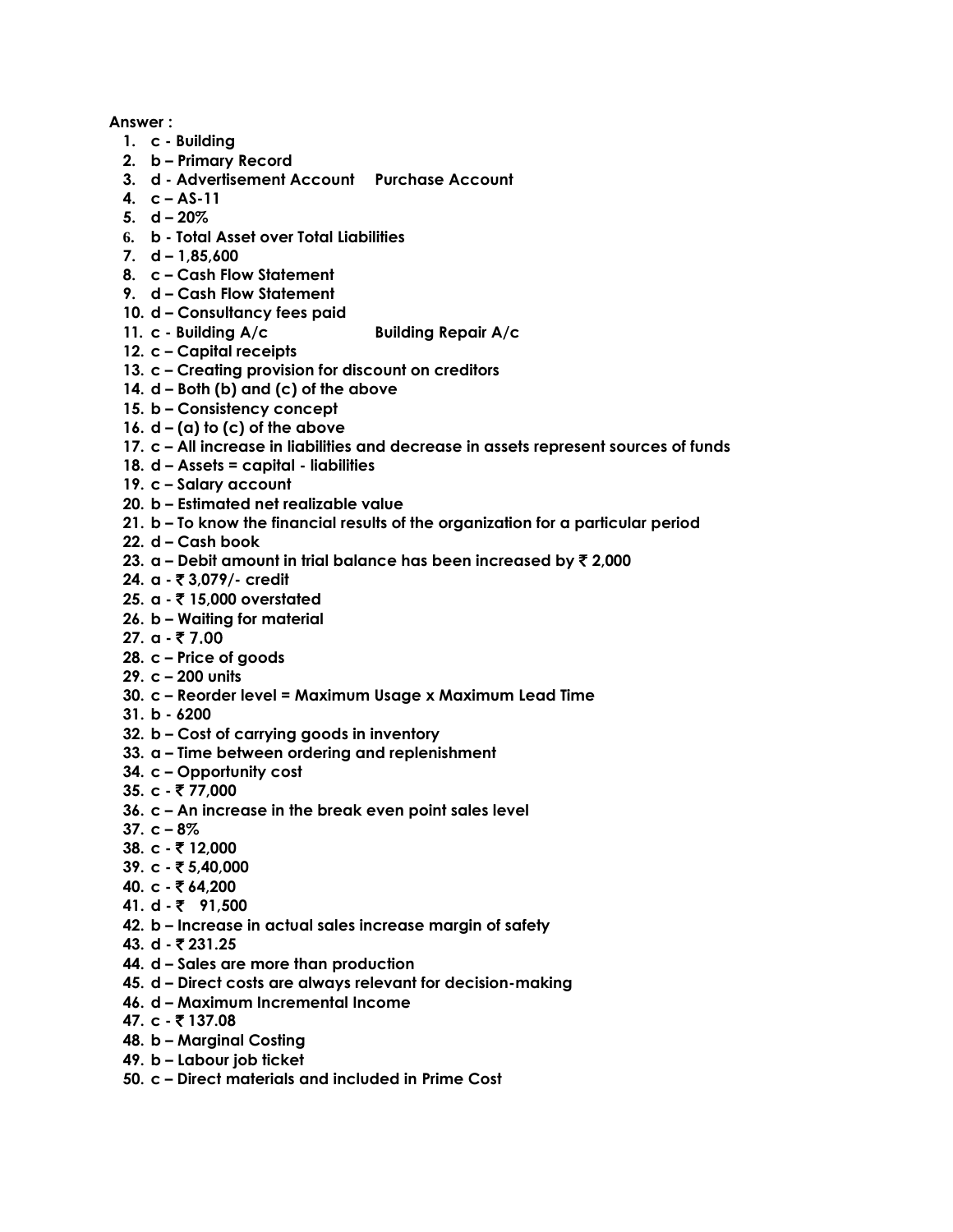**Answer :**

1. **c - Building**
2. **b – Primary Record**
3. **d - Advertisement Account Purchase Account**
4. **c – AS-11**
5. **d – 20%**
6. **b - Total Asset over Total Liabilities**
7. **d – 1,85,600**
8. **c – Cash Flow Statement**
9. **d – Cash Flow Statement**
10. **d – Consultancy fees paid**
11. **c - Building A/c Building Repair A/c**
12. **c – Capital receipts**
13. **c – Creating provision for discount on creditors**
14. **d – Both (b) and (c) of the above**
15. **b – Consistency concept**
16. **d – (a) to (c) of the above**
17. **c – All increase in liabilities and decrease in assets represent sources of funds**
18. **d – Assets = capital - liabilities**
19. **c – Salary account**
20. **b – Estimated net realizable value**
21. **b – To know the financial results of the organization for a particular period**
22. **d – Cash book**
23. **a – Debit amount in trial balance has been increased by ₹ 2,000**
24. **a - ₹ 3,079/- credit**
25. **a - ₹ 15,000 overstated**
26. **b – Waiting for material**
27. **a - ₹ 7.00**
28. **c – Price of goods**
29. **c – 200 units**
30. **c – Reorder level = Maximum Usage x Maximum Lead Time**
31. **b - 6200**
32. **b – Cost of carrying goods in inventory**
33. **a – Time between ordering and replenishment**
34. **c – Opportunity cost**
35. **c - ₹ 77,000**
36. **c – An increase in the break even point sales level**
37. **c – 8%**
38. **c - ₹ 12,000**
39. **c - ₹ 5,40,000**
40. **c - ₹ 64,200**
41. **d - ₹ 91,500**
42. **b – Increase in actual sales increase margin of safety**
43. **d - ₹ 231.25**
44. **d – Sales are more than production**
45. **d – Direct costs are always relevant for decision-making**
46. **d – Maximum Incremental Income**
47. **c - ₹ 137.08**
48. **b – Marginal Costing**
49. **b – Labour job ticket**
50. **c – Direct materials and included in Prime Cost**